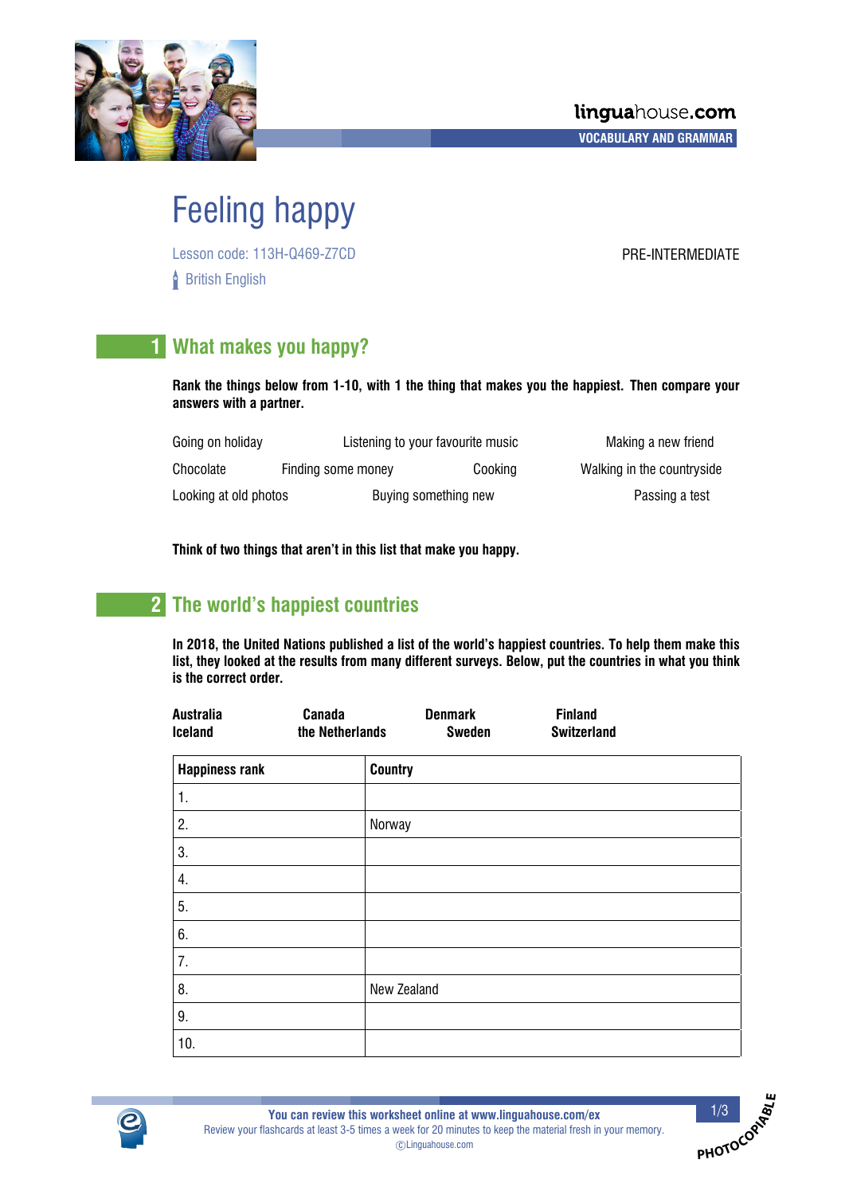linguahouse.com

VOCABULARY AND GRAMMAR

# Feeling happy

Lesson code: 113H-Q469-Z7CD

PRE-INTERMEDIATE

British English

## 1 What makes you happy?

**Rank the things below from 1-10, with 1 the thing that makes you the happiest. Then compare your answers with a partner.**

Going on holiday    Listening to your favourite music    Making a new friend

Chocolate    Finding some money    Cooking    Walking in the countryside

Looking at old photos    Buying something new    Passing a test

**Think of two things that aren't in this list that make you happy.**

## 2 The world's happiest countries

**In 2018, the United Nations published a list of the world's happiest countries. To help them make this list, they looked at the results from many different surveys. Below, put the countries in what you think is the correct order.**

**Australia    Canada    Denmark    Finland**
**Iceland    the Netherlands    Sweden    Switzerland**

| Happiness rank | Country |
|---|---|
| 1. | |
| 2. | Norway |
| 3. | |
| 4. | |
| 5. | |
| 6. | |
| 7. | |
| 8. | New Zealand |
| 9. | |
| 10. | |

You can review this worksheet online at www.linguahouse.com/ex
Review your flashcards at least 3-5 times a week for 20 minutes to keep the material fresh in your memory.
ⓒLinguahouse.com

PHOTOCOPIABLE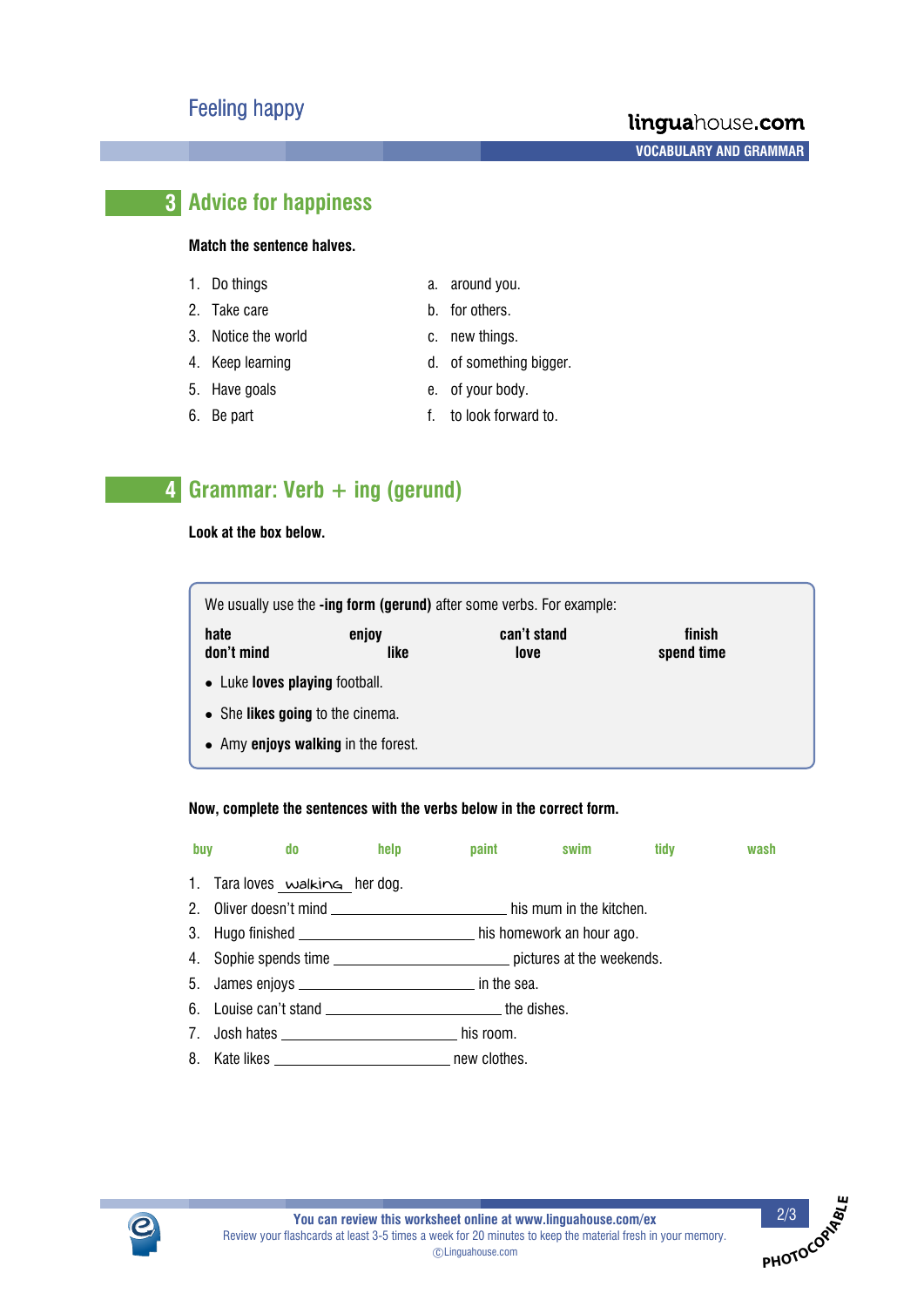## 3 Advice for happiness

**Match the sentence halves.**

1. Do things
2. Take care
3. Notice the world
4. Keep learning
5. Have goals
6. Be part

a. around you.
b. for others.
c. new things.
d. of something bigger.
e. of your body.
f. to look forward to.

## 4 Grammar: Verb + ing (gerund)

**Look at the box below.**

> We usually use the **-ing form (gerund)** after some verbs. For example:
>
> | | | | |
> |---|---|---|---|
> | **hate** | **enjoy** | **can't stand** | **finish** |
> | **don't mind** | **like** | **love** | **spend time** |
>
> - Luke **loves playing** football.
> - She **likes going** to the cinema.
> - Amy **enjoys walking** in the forest.

**Now, complete the sentences with the verbs below in the correct form.**

**buy** **do** **help** **paint** **swim** **tidy** **wash**

1. Tara loves _walking_ her dog.
2. Oliver doesn't mind ________________ his mum in the kitchen.
3. Hugo finished ________________ his homework an hour ago.
4. Sophie spends time ________________ pictures at the weekends.
5. James enjoys ________________ in the sea.
6. Louise can't stand ________________ the dishes.
7. Josh hates ________________ his room.
8. Kate likes ________________ new clothes.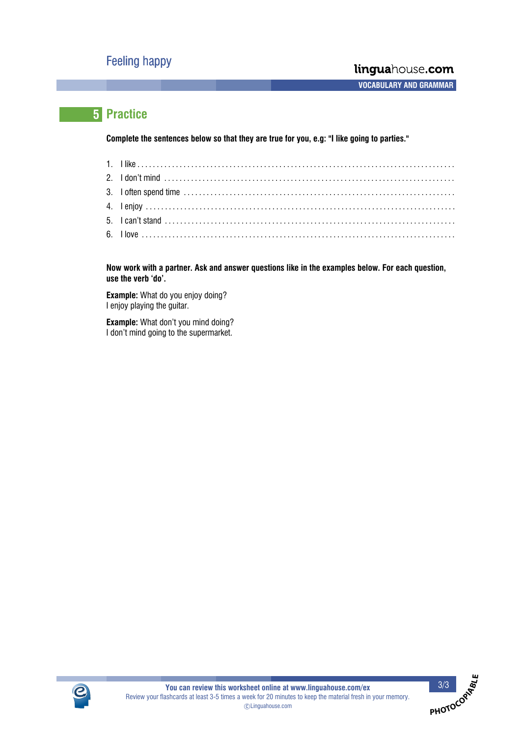## 5 Practice

**Complete the sentences below so that they are true for you, e.g: "I like going to parties."**

1. I like . . . . . . . . . . . . . . . . . . . . . . . . . . . . . . . . . . . . . . . . . . . . . . . . . . . . . . . . . . . . . . . . . . . . . . . . . . . . . . . .
2. I don't mind . . . . . . . . . . . . . . . . . . . . . . . . . . . . . . . . . . . . . . . . . . . . . . . . . . . . . . . . . . . . . . . . . . . . . . . . . . . . .
3. I often spend time . . . . . . . . . . . . . . . . . . . . . . . . . . . . . . . . . . . . . . . . . . . . . . . . . . . . . . . . . . . . . . . . . . . . .
4. I enjoy . . . . . . . . . . . . . . . . . . . . . . . . . . . . . . . . . . . . . . . . . . . . . . . . . . . . . . . . . . . . . . . . . . . . . . . . . . . . . . . .
5. I can't stand . . . . . . . . . . . . . . . . . . . . . . . . . . . . . . . . . . . . . . . . . . . . . . . . . . . . . . . . . . . . . . . . . . . . . . . . . . .
6. I love . . . . . . . . . . . . . . . . . . . . . . . . . . . . . . . . . . . . . . . . . . . . . . . . . . . . . . . . . . . . . . . . . . . . . . . . . . . . . . . . .

**Now work with a partner. Ask and answer questions like in the examples below. For each question, use the verb 'do'.**

**Example:** What do you enjoy doing?
I enjoy playing the guitar.

**Example:** What don't you mind doing?
I don't mind going to the supermarket.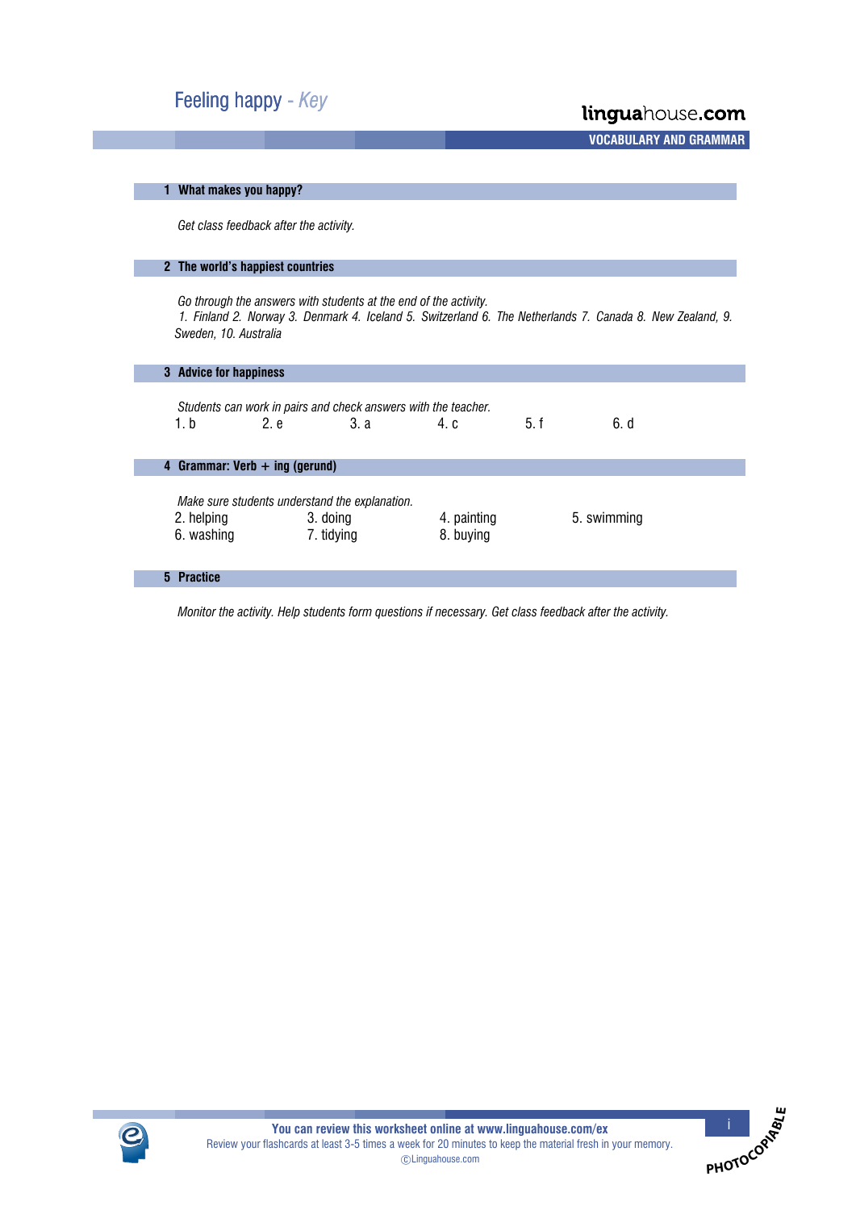# Feeling happy - *Key*

linguahouse.com

VOCABULARY AND GRAMMAR

## 1 What makes you happy?

*Get class feedback after the activity.*

## 2 The world's happiest countries

*Go through the answers with students at the end of the activity.*
*1. Finland 2. Norway 3. Denmark 4. Iceland 5. Switzerland 6. The Netherlands 7. Canada 8. New Zealand, 9. Sweden, 10. Australia*

## 3 Advice for happiness

*Students can work in pairs and check answers with the teacher.*

1. b 2. e 3. a 4. c 5. f 6. d

## 4 Grammar: Verb + ing (gerund)

*Make sure students understand the explanation.*

2. helping 3. doing 4. painting 5. swimming
6. washing 7. tidying 8. buying

## 5 Practice

*Monitor the activity. Help students form questions if necessary. Get class feedback after the activity.*

You can review this worksheet online at www.linguahouse.com/ex
Review your flashcards at least 3-5 times a week for 20 minutes to keep the material fresh in your memory.
ⓒLinguahouse.com

PHOTOCOPIABLE